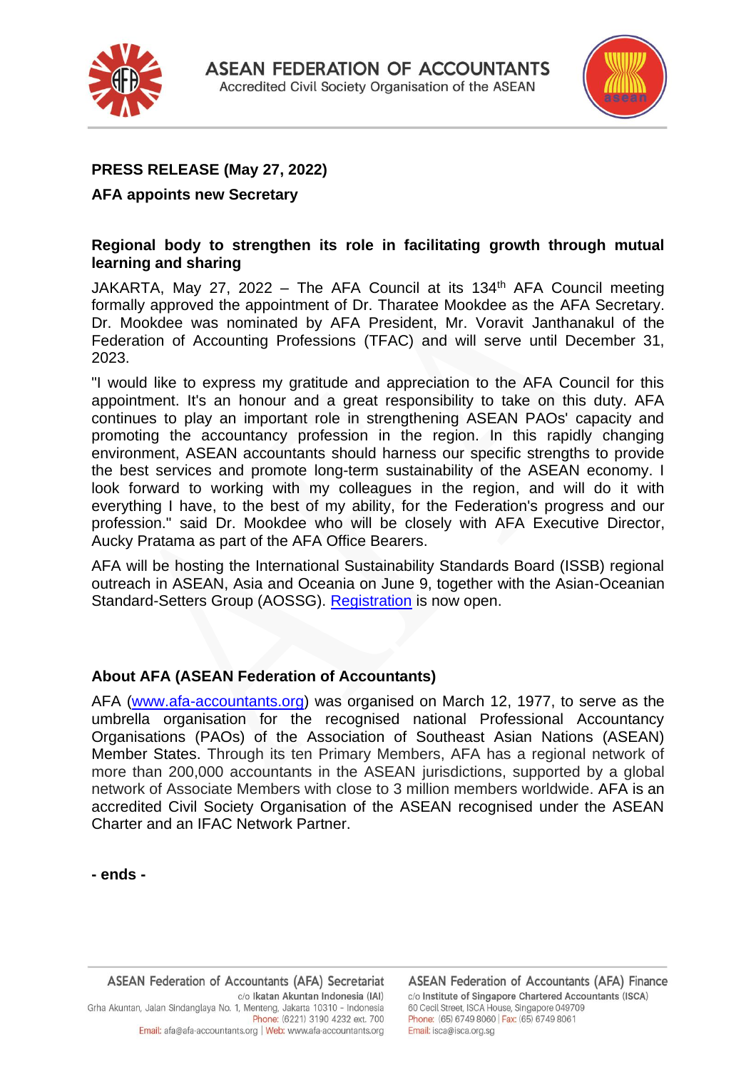**ASEAN FEDERATION OF ACCOUNTANTS**
Accredited Civil Society Organisation of the ASEAN

**PRESS RELEASE (May 27, 2022)**

**AFA appoints new Secretary**

**Regional body to strengthen its role in facilitating growth through mutual learning and sharing**

JAKARTA, May 27, 2022 – The AFA Council at its 134th AFA Council meeting formally approved the appointment of Dr. Tharatee Mookdee as the AFA Secretary. Dr. Mookdee was nominated by AFA President, Mr. Voravit Janthanakul of the Federation of Accounting Professions (TFAC) and will serve until December 31, 2023.

"I would like to express my gratitude and appreciation to the AFA Council for this appointment. It's an honour and a great responsibility to take on this duty. AFA continues to play an important role in strengthening ASEAN PAOs' capacity and promoting the accountancy profession in the region. In this rapidly changing environment, ASEAN accountants should harness our specific strengths to provide the best services and promote long-term sustainability of the ASEAN economy. I look forward to working with my colleagues in the region, and will do it with everything I have, to the best of my ability, for the Federation's progress and our profession." said Dr. Mookdee who will be closely with AFA Executive Director, Aucky Pratama as part of the AFA Office Bearers.

AFA will be hosting the International Sustainability Standards Board (ISSB) regional outreach in ASEAN, Asia and Oceania on June 9, together with the Asian-Oceanian Standard-Setters Group (AOSSG). Registration is now open.

**About AFA (ASEAN Federation of Accountants)**

AFA (www.afa-accountants.org) was organised on March 12, 1977, to serve as the umbrella organisation for the recognised national Professional Accountancy Organisations (PAOs) of the Association of Southeast Asian Nations (ASEAN) Member States. Through its ten Primary Members, AFA has a regional network of more than 200,000 accountants in the ASEAN jurisdictions, supported by a global network of Associate Members with close to 3 million members worldwide. AFA is an accredited Civil Society Organisation of the ASEAN recognised under the ASEAN Charter and an IFAC Network Partner.

**- ends -**

ASEAN Federation of Accountants (AFA) Secretariat
c/o Ikatan Akuntan Indonesia (IAI)
Grha Akuntan, Jalan Sindanglaya No. 1, Menteng, Jakarta 10310 - Indonesia
Phone: (6221) 3190 4232 ext. 700
Email: afa@afa-accountants.org | Web: www.afa-accountants.org

ASEAN Federation of Accountants (AFA) Finance
c/o Institute of Singapore Chartered Accountants (ISCA)
60 Cecil Street, ISCA House, Singapore 049709
Phone: (65) 6749 8060 | Fax: (65) 6749 8061
Email: isca@isca.org.sg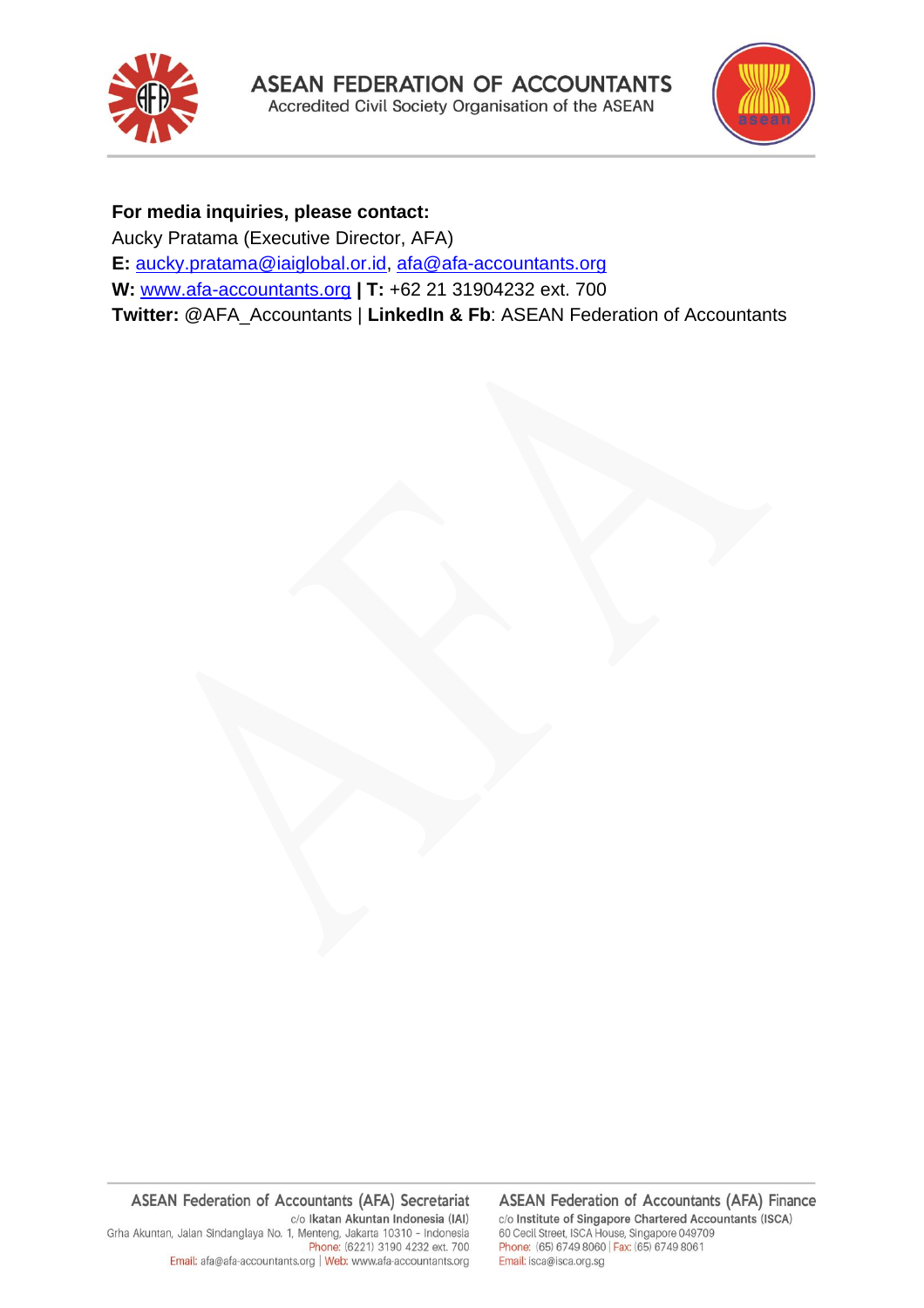**For media inquiries, please contact:**
Aucky Pratama (Executive Director, AFA)
**E:** aucky.pratama@iaiglobal.or.id, afa@afa-accountants.org
**W:** www.afa-accountants.org **| T:** +62 21 31904232 ext. 700
**Twitter:** @AFA_Accountants | **LinkedIn & Fb**: ASEAN Federation of Accountants